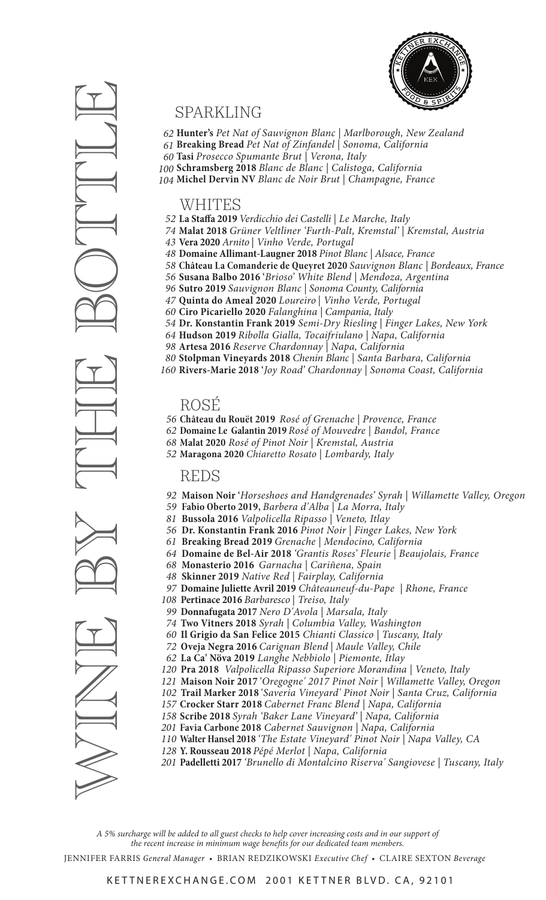# WINE BY THE BOTTLE

## SPARKLING

- 62 **Hunter's** *Pet Nat of Sauvignon Blanc | Marlborough, New Zealand*
- 61 **Breaking Bread** *Pet Nat of Zinfandel | Sonoma, California*
- 60 **Tasi** *Prosecco Spumante Brut | Verona, Italy*
- 100 **Schramsberg 2018** *Blanc de Blanc | Calistoga, California*
- 104 **Michel Dervin NV** *Blanc de Noir Brut | Champagne, France*

## WHITES

- 52 **La Staffa 2019** *Verdicchio dei Castelli | Le Marche, Italy*
- 74 **Malat 2018** *Grüner Veltliner 'Furth-Palt, Kremstal' | Kremstal, Austria*
- 43 **Vera 2020** *Arnito | Vinho Verde, Portugal*
- 48 **Domaine Allimant-Laugner 2018** *Pinot Blanc | Alsace, France*
- 58 **Château La Comanderie de Queyret 2020** *Sauvignon Blanc | Bordeaux, France*
- 56 **Susana Balbo 2016** *'Brioso' White Blend | Mendoza, Argentina*
- 96 **Sutro 2019** *Sauvignon Blanc | Sonoma County, California*
- 47 **Quinta do Ameal 2020** *Loureiro | Vinho Verde, Portugal*
- 60 **Ciro Picariello 2020** *Falanghina | Campania, Italy*
- 54 **Dr. Konstantin Frank 2019** *Semi-Dry Riesling | Finger Lakes, New York*
- 64 **Hudson 2019** *Ribolla Gialla, Tocaifriulano | Napa, California*
- 98 **Artesa 2016** *Reserve Chardonnay | Napa, California*
- 80 **Stolpman Vineyards 2018** *Chenin Blanc | Santa Barbara, California*
- 160 **Rivers-Marie 2018** *'Joy Road' Chardonnay | Sonoma Coast, California*

## ROSÉ

- 56 **Château du Rouët 2019** *Rosé of Grenache | Provence, France*
- 62 **Domaine Le Galantin 2019** *Rosé of Mouvedre | Bandol, France*
- 68 **Malat 2020** *Rosé of Pinot Noir | Kremstal, Austria*
- 52 **Maragona 2020** *Chiaretto Rosato | Lombardy, Italy*

## REDS

- 92 **Maison Noir** *'Horseshoes and Handgrenades' Syrah | Willamette Valley, Oregon*
- 59 **Fabio Oberto 2019,** *Barbera d'Alba | La Morra, Italy*
- 81 **Bussola 2016** *Valpolicella Ripasso | Veneto, Itlay*
- 56 **Dr. Konstantin Frank 2016** *Pinot Noir | Finger Lakes, New York*
- 61 **Breaking Bread 2019** *Grenache | Mendocino, California*
- 64 **Domaine de Bel-Air 2018** *'Grantis Roses' Fleurie | Beaujolais, France*
- 68 **Monasterio 2016** *Garnacha | Cariñena, Spain*
- 48 **Skinner 2019** *Native Red | Fairplay, California*
- 97 **Domaine Juliette Avril 2019** *Châteauneuf-du-Pape | Rhone, France*
- 108 **Pertinace 2016** *Barbaresco | Treiso, Italy*
- 99 **Donnafugata 2017** *Nero D'Avola | Marsala, Italy*
- 74 **Two Vitners 2018** *Syrah | Columbia Valley, Washington*
- 60 **Il Grigio da San Felice 2015** *Chianti Classico | Tuscany, Italy*
- 72 **Oveja Negra 2016** *Carignan Blend | Maule Valley, Chile*
- 62 **La Ca' Növa 2019** *Langhe Nebbiolo | Piemonte, Itlay*
- 120 **Pra 2018** *Valpolicella Ripasso Superiore Morandina | Veneto, Italy*
- 121 **Maison Noir 2017** *'Oregogne' 2017 Pinot Noir | Willamette Valley, Oregon*
- 102 **Trail Marker 2018** *'Saveria Vineyard' Pinot Noir | Santa Cruz, California*
- 157 **Crocker Starr 2018** *Cabernet Franc Blend | Napa, California*
- 158 **Scribe 2018** *Syrah 'Baker Lane Vineyard' | Napa, California*
- 201 **Favia Carbone 2018** *Cabernet Sauvignon | Napa, California*
- 110 **Walter Hansel 2018** *'The Estate Vineyard' Pinot Noir | Napa Valley, CA*
- 128 **Y. Rousseau 2018** *Pépé Merlot | Napa, California*
- 201 **Padelletti 2017** *'Brunello di Montalcino Riserva' Sangiovese | Tuscany, Italy*

*A 5% surcharge will be added to all guest checks to help cover increasing costs and in our support of the recent increase in minimum wage benefits for our dedicated team members.*

JENNIFER FARRIS *General Manager* • BRIAN REDZIKOWSKI *Executive Chef* • CLAIRE SEXTON *Beverage*

KETTNEREXCHANGE.COM 2001 KETTNER BLVD. CA, 92101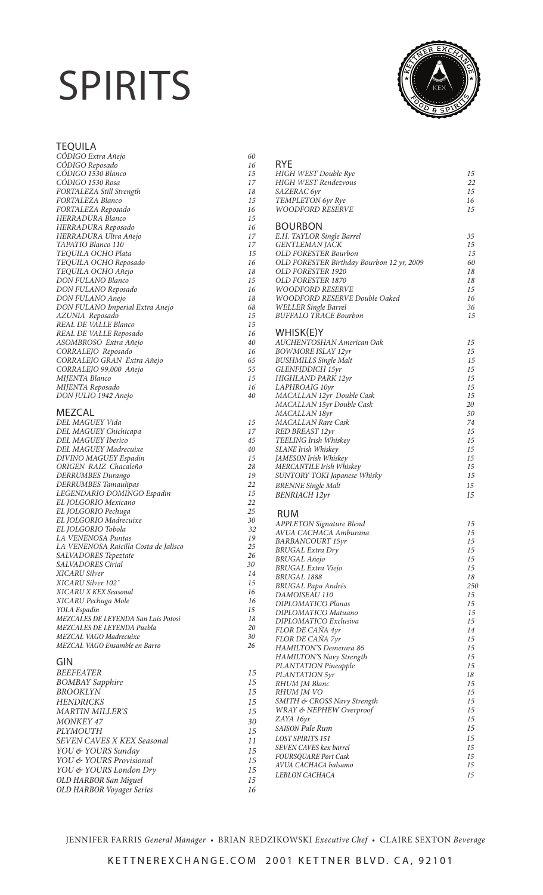# SPIRITS

## TEQUILA

| | |
|---|---|
| *CÓDIGO Extra Añejo* | *60* |
| *CÓDIGO Reposado* | *16* |
| *CÓDIGO 1530 Blanco* | *15* |
| *CÓDIGO 1530 Rosa* | *17* |
| *FORTALEZA Still Strength* | *18* |
| *FORTALEZA Blanco* | *15* |
| *FORTALEZA Reposado* | *16* |
| *HERRADURA Blanco* | *15* |
| *HERRADURA Reposado* | *16* |
| *HERRADURA Ultra Añejo* | *17* |
| *TAPATIO Blanco 110* | *17* |
| *TEQUILA OCHO Plata* | *15* |
| *TEQUILA OCHO Reposado* | *16* |
| *TEQUILA OCHO Añejo* | *18* |
| *DON FULANO Blanco* | *15* |
| *DON FULANO Reposado* | *16* |
| *DON FULANO Anejo* | *18* |
| *DON FULANO Imperial Extra Anejo* | *68* |
| *AZUNIA Reposado* | *15* |
| *REAL DE VALLE Blanco* | *15* |
| *REAL DE VALLE Reposado* | *16* |
| *ASOMBROSO Extra Añejo* | *40* |
| *CORRALEJO Reposado* | *16* |
| *CORRALEJO GRAN Extra Añejo* | *65* |
| *CORRALEJO 99,000 Añejo* | *55* |
| *MIJENTA Blanco* | *15* |
| *MIJENTA Reposado* | *16* |
| *DON JULIO 1942 Anejo* | *40* |

## MEZCAL

| | |
|---|---|
| *DEL MAGUEY Vida* | *15* |
| *DEL MAGUEY Chichicapa* | *17* |
| *DEL MAGUEY Iberico* | *45* |
| *DEL MAGUEY Madrecuixe* | *40* |
| *DIVINO MAGUEY Espadin* | *15* |
| *ORIGEN RAIZ Chacaleño* | *28* |
| *DERRUMBES Durango* | *19* |
| *DERRUMBES Tamaulipas* | *22* |
| *LEGENDARIO DOMINGO Espadin* | *15* |
| *EL JOLGORIO Mexicano* | *22* |
| *EL JOLGORIO Pechuga* | *25* |
| *EL JOLGORIO Madrecuixe* | *30* |
| *EL JOLGORIO Tobola* | *32* |
| *LA VENENOSA Puntas* | *19* |
| *LA VENENOSA Raicilla Costa de Jalisco* | *25* |
| *SALVADORES Tepeztate* | *26* |
| *SALVADORES Cirial* | *30* |
| *XICARU Silver* | *14* |
| *XICARU Silver 102˚* | *15* |
| *XICARU X KEX Seasonal* | *16* |
| *XICARU Pechuga Mole* | *16* |
| *YOLA Espadin* | *15* |
| *MEZCALES DE LEYENDA San Luis Potosi* | *18* |
| *MEZCALES DE LEYENDA Puebla* | *20* |
| *MEZCAL VAGO Madrecuixe* | *30* |
| *MEZCAL VAGO Ensamble en Barro* | *26* |

## GIN

| | |
|---|---|
| *BEEFEATER* | *15* |
| *BOMBAY Sapphire* | *15* |
| *BROOKLYN* | *15* |
| *HENDRICKS* | *15* |
| *MARTIN MILLER'S* | *15* |
| *MONKEY 47* | *30* |
| *PLYMOUTH* | *15* |
| *SEVEN CAVES X KEX Seasonal* | *11* |
| *YOU & YOURS Sunday* | *15* |
| *YOU & YOURS Provisional* | *15* |
| *YOU & YOURS London Dry* | *15* |
| *OLD HARBOR San Miguel* | *15* |
| *OLD HARBOR Voyager Series* | *16* |

## RYE

| | |
|---|---|
| *HIGH WEST Double Rye* | *15* |
| *HIGH WEST Rendezvous* | *22* |
| *SAZERAC 6yr* | *15* |
| *TEMPLETON 6yr Rye* | *16* |
| *WOODFORD RESERVE* | *15* |

## BOURBON

| | |
|---|---|
| *E.H. TAYLOR Single Barrel* | *35* |
| *GENTLEMAN JACK* | *15* |
| *OLD FORESTER Bourbon* | *15* |
| *OLD FORESTER Birthday Bourbon 12 yr, 2009* | *60* |
| *OLD FORESTER 1920* | *18* |
| *OLD FORESTER 1870* | *18* |
| *WOODFORD RESERVE* | *15* |
| *WOODFORD RESERVE Double Oaked* | *16* |
| *WELLER Single Barrel* | *36* |
| *BUFFALO TRACE Bourbon* | *15* |

## WHISK(E)Y

| | |
|---|---|
| *AUCHENTOSHAN American Oak* | *15* |
| *BOWMORE ISLAY 12yr* | *15* |
| *BUSHMILLS Single Malt* | *15* |
| *GLENFIDDICH 15yr* | *15* |
| *HIGHLAND PARK 12yr* | *15* |
| *LAPHROAIG 10yr* | *15* |
| *MACALLAN 12yr Double Cask* | *15* |
| *MACALLAN 15yr Double Cask* | *20* |
| *MACALLAN 18yr* | *50* |
| *MACALLAN Rare Cask* | *74* |
| *RED BREAST 12yr* | *15* |
| *TEELING Irish Whiskey* | *15* |
| *SLANE Irish Whiskey* | *15* |
| *JAMESON Irish Whiskey* | *15* |
| *MERCANTILE Irish Whiskey* | *15* |
| *SUNTORY TOKI Japanese Whisky* | *15* |
| *BRENNE Single Malt* | *15* |
| *BENRIACH 12yr* | *15* |

## RUM

| | |
|---|---|
| *APPLETON Signature Blend* | *15* |
| *AVUA CACHACA Amburana* | *15* |
| *BARBANCOURT 15yr* | *15* |
| *BRUGAL Extra Dry* | *15* |
| *BRUGAL Añejo* | *15* |
| *BRUGAL Extra Viejo* | *15* |
| *BRUGAL 1888* | *18* |
| *BRUGAL Papa Andrés* | *250* |
| *DAMOISEAU 110* | *15* |
| *DIPLOMATICO Planas* | *15* |
| *DIPLOMATICO Matuano* | *15* |
| *DIPLOMATICO Exclusiva* | *15* |
| *FLOR DE CAÑA 4yr* | *14* |
| *FLOR DE CAÑA 7yr* | *15* |
| *HAMILTON'S Demerara 86* | *15* |
| *HAMILTON'S Navy Strength* | *15* |
| *PLANTATION Pineapple* | *15* |
| *PLANTATION 5yr* | *18* |
| *RHUM JM Blanc* | *15* |
| *RHUM JM VO* | *15* |
| *SMITH & CROSS Navy Strength* | *15* |
| *WRAY & NEPHEW Overproof* | *15* |
| *ZAYA 16yr* | *15* |
| *SAISON Pale Rum* | *15* |
| *LOST SPIRITS 151* | *15* |
| *SEVEN CAVES kex barrel* | *15* |
| *FOURSQUARE Port Cask* | *15* |
| *AVUA CACHACA balsamo* | *15* |
| *LEBLON CACHACA* | *15* |

JENNIFER FARRIS *General Manager* • BRIAN REDZIKOWSKI *Executive Chef* • CLAIRE SEXTON *Beverage*

KETTNEREXCHANGE.COM 2001 KETTNER BLVD. CA, 92101